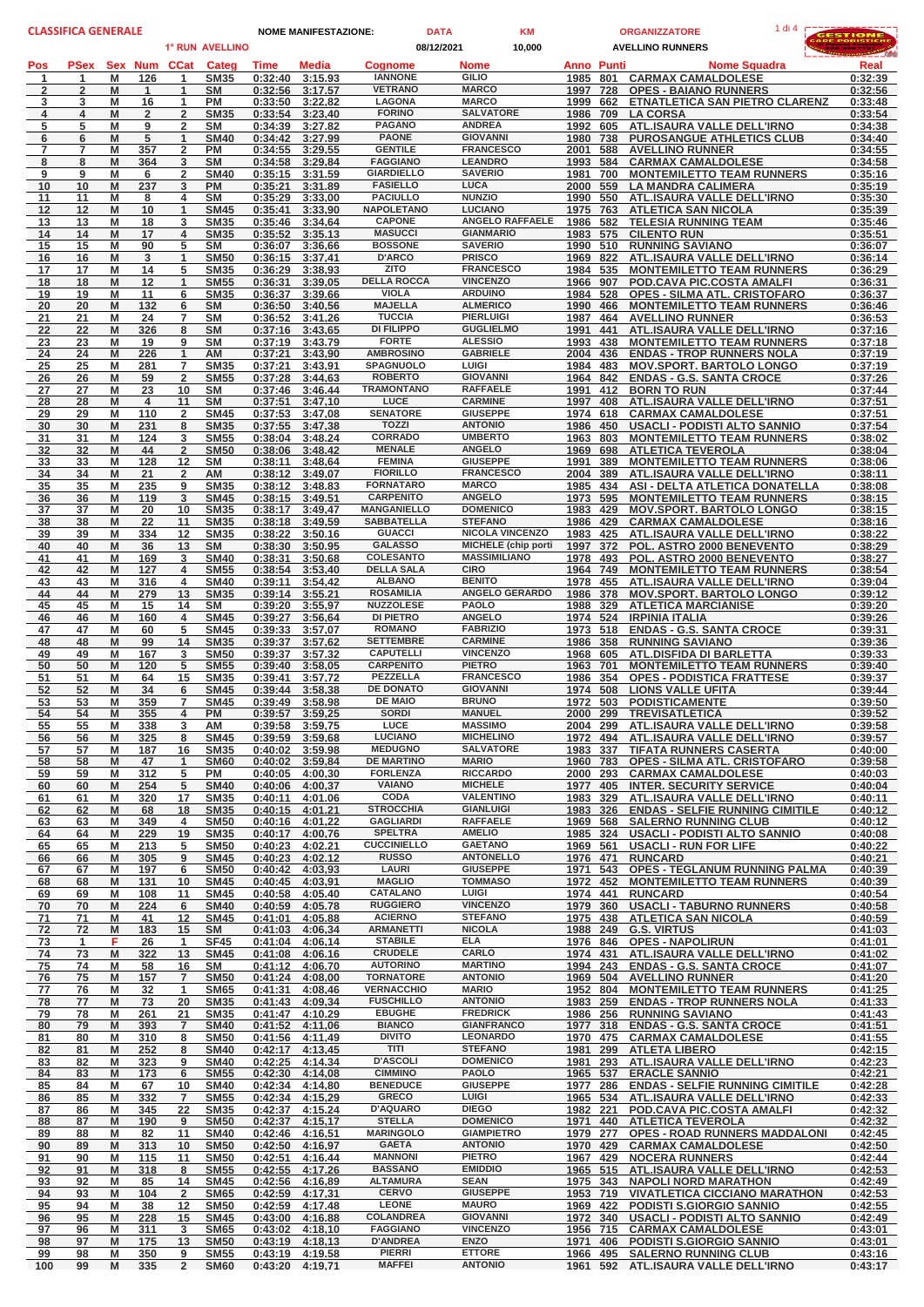# CLASSIFICA GENERALE

| NOME MANIFESTAZIONE: | DATA | KM | ORGANIZZATORE |
|---|---|---|---|
| 1° RUN AVELLINO | 08/12/2021 | 10,000 | AVELLINO RUNNERS |

| Pos | PSex | Sex | Num | CCat | Categ | Time | Media | Cognome | Nome | Anno | Punti | Nome Squadra | Real |
|---|---|---|---|---|---|---|---|---|---|---|---|---|---|
| 1 | 1 | M | 126 | 1 | SM35 | 0:32:40 | 3:15.93 | IANNONE | GILIO | 1985 | 801 | CARMAX CAMALDOLESE | 0:32:39 |
| 2 | 2 | M | 1 | 1 | SM | 0:32:56 | 3:17.57 | VETRANO | MARCO | 1997 | 728 | OPES - BAIANO RUNNERS | 0:32:56 |
| 3 | 3 | M | 16 | 1 | PM | 0:33:50 | 3:22.82 | LAGONA | MARCO | 1999 | 662 | ETNATLETICA SAN PIETRO CLARENZ | 0:33:48 |
| 4 | 4 | M | 2 | 2 | SM35 | 0:33:54 | 3:23.40 | FORINO | SALVATORE | 1986 | 709 | LA CORSA | 0:33:54 |
| 5 | 5 | M | 9 | 2 | SM | 0:34:39 | 3:27.82 | PAGANO | ANDREA | 1992 | 605 | ATL.ISAURA VALLE DELL'IRNO | 0:34:38 |
| 6 | 6 | M | 5 | 1 | SM40 | 0:34:42 | 3:27.99 | PAONE | GIOVANNI | 1980 | 738 | PUROSANGUE ATHLETICS CLUB | 0:34:40 |
| 7 | 7 | M | 357 | 2 | PM | 0:34:55 | 3:29.55 | GENTILE | FRANCESCO | 2001 | 588 | AVELLINO RUNNER | 0:34:55 |
| 8 | 8 | M | 364 | 3 | SM | 0:34:58 | 3:29.84 | FAGGIANO | LEANDRO | 1993 | 584 | CARMAX CAMALDOLESE | 0:34:58 |
| 9 | 9 | M | 6 | 2 | SM40 | 0:35:15 | 3:31.59 | GIARDIELLO | SAVERIO | 1981 | 700 | MONTEMILETTO TEAM RUNNERS | 0:35:16 |
| 10 | 10 | M | 237 | 3 | PM | 0:35:21 | 3:31.89 | FASIELLO | LUCA | 2000 | 559 | LA MANDRA CALIMERA | 0:35:19 |
| 11 | 11 | M | 8 | 4 | SM | 0:35:29 | 3:33.00 | PACIULLO | NUNZIO | 1990 | 550 | ATL.ISAURA VALLE DELL'IRNO | 0:35:30 |
| 12 | 12 | M | 10 | 1 | SM45 | 0:35:41 | 3:33.90 | NAPOLETANO | LUCIANO | 1975 | 763 | ATLETICA SAN NICOLA | 0:35:39 |
| 13 | 13 | M | 18 | 3 | SM35 | 0:35:46 | 3:34.64 | CAPONE | ANGELO RAFFAELE | 1986 | 582 | TELESIA RUNNING TEAM | 0:35:46 |
| 14 | 14 | M | 17 | 4 | SM35 | 0:35:52 | 3:35.13 | MASUCCI | GIANMARIO | 1983 | 575 | CILENTO RUN | 0:35:51 |
| 15 | 15 | M | 90 | 5 | SM | 0:36:07 | 3:36.66 | BOSSONE | SAVERIO | 1990 | 510 | RUNNING SAVIANO | 0:36:07 |
| 16 | 16 | M | 3 | 1 | SM50 | 0:36:15 | 3:37.41 | D'ARCO | PRISCO | 1969 | 822 | ATL.ISAURA VALLE DELL'IRNO | 0:36:14 |
| 17 | 17 | M | 14 | 5 | SM35 | 0:36:29 | 3:38.93 | ZITO | FRANCESCO | 1984 | 535 | MONTEMILETTO TEAM RUNNERS | 0:36:29 |
| 18 | 18 | M | 12 | 1 | SM55 | 0:36:31 | 3:39.05 | DELLA ROCCA | VINCENZO | 1966 | 907 | POD.CAVA PIC.COSTA AMALFI | 0:36:31 |
| 19 | 19 | M | 11 | 6 | SM35 | 0:36:37 | 3:39.66 | VIOLA | ARDUINO | 1984 | 528 | OPES - SILMA ATL. CRISTOFARO | 0:36:37 |
| 20 | 20 | M | 132 | 6 | SM | 0:36:50 | 3:40.56 | MAJELLA | ALMERICO | 1990 | 466 | MONTEMILETTO TEAM RUNNERS | 0:36:46 |
| 21 | 21 | M | 24 | 7 | SM | 0:36:52 | 3:41.26 | TUCCIA | PIERLUIGI | 1987 | 464 | AVELLINO RUNNER | 0:36:53 |
| 22 | 22 | M | 326 | 8 | SM | 0:37:16 | 3:43.65 | DI FILIPPO | GUGLIELMO | 1991 | 441 | ATL.ISAURA VALLE DELL'IRNO | 0:37:16 |
| 23 | 23 | M | 19 | 9 | SM | 0:37:19 | 3:43.79 | FORTE | ALESSIO | 1993 | 438 | MONTEMILETTO TEAM RUNNERS | 0:37:18 |
| 24 | 24 | M | 226 | 1 | AM | 0:37:21 | 3:43.90 | AMBROSINO | GABRIELE | 2004 | 436 | ENDAS - TROP RUNNERS NOLA | 0:37:19 |
| 25 | 25 | M | 281 | 7 | SM35 | 0:37:21 | 3:43.91 | SPAGNUOLO | LUIGI | 1984 | 483 | MOV.SPORT. BARTOLO LONGO | 0:37:19 |
| 26 | 26 | M | 59 | 2 | SM55 | 0:37:28 | 3:44.63 | ROBERTO | GIOVANNI | 1964 | 842 | ENDAS - G.S. SANTA CROCE | 0:37:26 |
| 27 | 27 | M | 23 | 10 | SM | 0:37:46 | 3:46.44 | TRAMONTANO | RAFFAELE | 1991 | 412 | BORN TO RUN | 0:37:44 |
| 28 | 28 | M | 4 | 11 | SM | 0:37:51 | 3:47.10 | LUCE | CARMINE | 1997 | 408 | ATL.ISAURA VALLE DELL'IRNO | 0:37:51 |
| 29 | 29 | M | 110 | 2 | SM45 | 0:37:53 | 3:47.08 | SENATORE | GIUSEPPE | 1974 | 618 | CARMAX CAMALDOLESE | 0:37:51 |
| 30 | 30 | M | 231 | 8 | SM35 | 0:37:55 | 3:47.38 | TOZZI | ANTONIO | 1986 | 450 | USACLI - PODISTI ALTO SANNIO | 0:37:54 |
| 31 | 31 | M | 124 | 3 | SM55 | 0:38:04 | 3:48.24 | CORRADO | UMBERTO | 1963 | 803 | MONTEMILETTO TEAM RUNNERS | 0:38:02 |
| 32 | 32 | M | 44 | 2 | SM50 | 0:38:06 | 3:48.42 | MENALE | ANGELO | 1969 | 698 | ATLETICA TEVEROLA | 0:38:04 |
| 33 | 33 | M | 128 | 12 | SM | 0:38:11 | 3:48.64 | FEMINA | GIUSEPPE | 1991 | 389 | MONTEMILETTO TEAM RUNNERS | 0:38:06 |
| 34 | 34 | M | 21 | 2 | AM | 0:38:12 | 3:49.07 | FIORILLO | FRANCESCO | 2004 | 389 | ATL.ISAURA VALLE DELL'IRNO | 0:38:11 |
| 35 | 35 | M | 235 | 9 | SM35 | 0:38:12 | 3:48.83 | FORNATARO | MARCO | 1985 | 434 | ASI - DELTA ATLETICA DONATELLA | 0:38:08 |
| 36 | 36 | M | 119 | 3 | SM45 | 0:38:15 | 3:49.51 | CARPENITO | ANGELO | 1973 | 595 | MONTEMILETTO TEAM RUNNERS | 0:38:15 |
| 37 | 37 | M | 20 | 10 | SM35 | 0:38:17 | 3:49.47 | MANGANIELLO | DOMENICO | 1983 | 429 | MOV.SPORT. BARTOLO LONGO | 0:38:15 |
| 38 | 38 | M | 22 | 11 | SM35 | 0:38:18 | 3:49.59 | SABBATELLA | STEFANO | 1986 | 429 | CARMAX CAMALDOLESE | 0:38:16 |
| 39 | 39 | M | 334 | 12 | SM35 | 0:38:22 | 3:50.16 | GUACCI | NICOLA VINCENZO | 1983 | 425 | ATL.ISAURA VALLE DELL'IRNO | 0:38:22 |
| 40 | 40 | M | 36 | 13 | SM | 0:38:30 | 3:50.95 | GALASSO | MICHELE (chip porti | 1997 | 372 | POL. ASTRO 2000 BENEVENTO | 0:38:29 |
| 41 | 41 | M | 169 | 3 | SM40 | 0:38:31 | 3:50.68 | COLESANTO | MASSIMILIANO | 1978 | 493 | POL. ASTRO 2000 BENEVENTO | 0:38:27 |
| 42 | 42 | M | 127 | 4 | SM55 | 0:38:54 | 3:53.40 | DELLA SALA | CIRO | 1964 | 749 | MONTEMILETTO TEAM RUNNERS | 0:38:54 |
| 43 | 43 | M | 316 | 4 | SM40 | 0:39:11 | 3:54.42 | ALBANO | BENITO | 1978 | 455 | ATL.ISAURA VALLE DELL'IRNO | 0:39:04 |
| 44 | 44 | M | 279 | 13 | SM35 | 0:39:14 | 3:55.21 | ROSAMILIA | ANGELO GERARDO | 1986 | 378 | MOV.SPORT. BARTOLO LONGO | 0:39:12 |
| 45 | 45 | M | 15 | 14 | SM | 0:39:20 | 3:55.97 | NUZZOLESE | PAOLO | 1988 | 329 | ATLETICA MARCIANISE | 0:39:20 |
| 46 | 46 | M | 160 | 4 | SM45 | 0:39:27 | 3:56.64 | DI PIETRO | ANGELO | 1974 | 524 | IRPINIA ITALIA | 0:39:26 |
| 47 | 47 | M | 60 | 5 | SM45 | 0:39:33 | 3:57.07 | ROMANO | FABRIZIO | 1973 | 518 | ENDAS - G.S. SANTA CROCE | 0:39:31 |
| 48 | 48 | M | 99 | 14 | SM35 | 0:39:37 | 3:57.62 | SETTEMBRE | CARMINE | 1986 | 358 | RUNNING SAVIANO | 0:39:36 |
| 49 | 49 | M | 167 | 3 | SM50 | 0:39:37 | 3:57.32 | CAPUTELLI | VINCENZO | 1968 | 605 | ATL.DISFIDA DI BARLETTA | 0:39:33 |
| 50 | 50 | M | 120 | 5 | SM55 | 0:39:40 | 3:58.05 | CARPENITO | PIETRO | 1963 | 701 | MONTEMILETTO TEAM RUNNERS | 0:39:40 |
| 51 | 51 | M | 64 | 15 | SM35 | 0:39:41 | 3:57.72 | PEZZELLA | FRANCESCO | 1986 | 354 | OPES - PODISTICA FRATTESE | 0:39:37 |
| 52 | 52 | M | 34 | 6 | SM45 | 0:39:44 | 3:58.38 | DE DONATO | GIOVANNI | 1974 | 508 | LIONS VALLE UFITA | 0:39:44 |
| 53 | 53 | M | 359 | 7 | SM45 | 0:39:49 | 3:58.98 | DE MAIO | BRUNO | 1972 | 503 | PODISTICAMENTE | 0:39:50 |
| 54 | 54 | M | 355 | 4 | PM | 0:39:57 | 3:59.25 | SORDI | MANUEL | 2000 | 299 | TREVISATLETICA | 0:39:52 |
| 55 | 55 | M | 338 | 3 | AM | 0:39:58 | 3:59.75 | LUCE | MASSIMO | 2004 | 299 | ATL.ISAURA VALLE DELL'IRNO | 0:39:58 |
| 56 | 56 | M | 325 | 8 | SM45 | 0:39:59 | 3:59.68 | LUCIANO | MICHELINO | 1972 | 494 | ATL.ISAURA VALLE DELL'IRNO | 0:39:57 |
| 57 | 57 | M | 187 | 16 | SM35 | 0:40:02 | 3:59.98 | MEDUGNO | SALVATORE | 1983 | 337 | TIFATA RUNNERS CASERTA | 0:40:00 |
| 58 | 58 | M | 47 | 1 | SM60 | 0:40:02 | 3:59.84 | DE MARTINO | MARIO | 1960 | 783 | OPES - SILMA ATL. CRISTOFARO | 0:39:58 |
| 59 | 59 | M | 312 | 5 | PM | 0:40:05 | 4:00.30 | FORLENZA | RICCARDO | 2000 | 293 | CARMAX CAMALDOLESE | 0:40:03 |
| 60 | 60 | M | 254 | 5 | SM40 | 0:40:06 | 4:00.37 | VAIANO | MICHELE | 1977 | 405 | INTER. SECURITY SERVICE | 0:40:04 |
| 61 | 61 | M | 320 | 17 | SM35 | 0:40:11 | 4:01.06 | CODA | VALENTINO | 1983 | 329 | ATL.ISAURA VALLE DELL'IRNO | 0:40:11 |
| 62 | 62 | M | 68 | 18 | SM35 | 0:40:15 | 4:01.21 | STROCCHIA | GIANLUIGI | 1983 | 326 | ENDAS - SELFIE RUNNING CIMITILE | 0:40:12 |
| 63 | 63 | M | 349 | 4 | SM50 | 0:40:16 | 4:01.22 | GAGLIARDI | RAFFAELE | 1969 | 568 | SALERNO RUNNING CLUB | 0:40:12 |
| 64 | 64 | M | 229 | 19 | SM35 | 0:40:17 | 4:00.76 | SPELTRA | AMELIO | 1985 | 324 | USACLI - PODISTI ALTO SANNIO | 0:40:08 |
| 65 | 65 | M | 213 | 5 | SM50 | 0:40:23 | 4:02.21 | CUCCINIELLO | GAETANO | 1969 | 561 | USACLI - RUN FOR LIFE | 0:40:22 |
| 66 | 66 | M | 305 | 9 | SM45 | 0:40:23 | 4:02.12 | RUSSO | ANTONELLO | 1976 | 471 | RUNCARD | 0:40:21 |
| 67 | 67 | M | 197 | 6 | SM50 | 0:40:42 | 4:03.93 | LAURI | GIUSEPPE | 1971 | 543 | OPES - TEGLANUM RUNNING PALMA | 0:40:39 |
| 68 | 68 | M | 131 | 10 | SM45 | 0:40:45 | 4:03.91 | MAGLIO | TOMMASO | 1972 | 452 | MONTEMILETTO TEAM RUNNERS | 0:40:39 |
| 69 | 69 | M | 108 | 11 | SM45 | 0:40:58 | 4:05.40 | CATALANO | LUIGI | 1974 | 441 | RUNCARD | 0:40:54 |
| 70 | 70 | M | 224 | 6 | SM40 | 0:40:59 | 4:05.78 | RUGGIERO | VINCENZO | 1979 | 360 | USACLI - TABURNO RUNNERS | 0:40:58 |
| 71 | 71 | M | 41 | 12 | SM45 | 0:41:01 | 4:05.88 | ACIERNO | STEFANO | 1975 | 438 | ATLETICA SAN NICOLA | 0:40:59 |
| 72 | 72 | M | 183 | 15 | SM | 0:41:03 | 4:06.34 | ARMANETTI | NICOLA | 1988 | 249 | G.S. VIRTUS | 0:41:03 |
| 73 | 1 | F | 26 | 1 | SF45 | 0:41:04 | 4:06.14 | STABILE | ELA | 1976 | 846 | OPES - NAPOLIRUN | 0:41:01 |
| 74 | 73 | M | 322 | 13 | SM45 | 0:41:08 | 4:06.16 | CRUDELE | CARLO | 1974 | 431 | ATL.ISAURA VALLE DELL'IRNO | 0:41:02 |
| 75 | 74 | M | 58 | 16 | SM | 0:41:12 | 4:06.70 | AUTORINO | MARTINO | 1994 | 243 | ENDAS - G.S. SANTA CROCE | 0:41:07 |
| 76 | 75 | M | 157 | 7 | SM50 | 0:41:24 | 4:08.00 | TORNATORE | ANTONIO | 1969 | 504 | AVELLINO RUNNER | 0:41:20 |
| 77 | 76 | M | 32 | 1 | SM65 | 0:41:31 | 4:08.46 | VERNACCHIO | MARIO | 1952 | 804 | MONTEMILETTO TEAM RUNNERS | 0:41:25 |
| 78 | 77 | M | 73 | 20 | SM35 | 0:41:43 | 4:09.34 | FUSCHILLO | ANTONIO | 1983 | 259 | ENDAS - TROP RUNNERS NOLA | 0:41:33 |
| 79 | 78 | M | 261 | 21 | SM35 | 0:41:47 | 4:10.29 | EBUGHE | FREDRICK | 1986 | 256 | RUNNING SAVIANO | 0:41:43 |
| 80 | 79 | M | 393 | 7 | SM40 | 0:41:52 | 4:11.06 | BIANCO | GIANFRANCO | 1977 | 318 | ENDAS - G.S. SANTA CROCE | 0:41:51 |
| 81 | 80 | M | 310 | 8 | SM50 | 0:41:56 | 4:11.49 | DIVITO | LEONARDO | 1970 | 475 | CARMAX CAMALDOLESE | 0:41:55 |
| 82 | 81 | M | 252 | 8 | SM40 | 0:42:17 | 4:13.45 | TITI | STEFANO | 1981 | 299 | ATLETA LIBERO | 0:42:15 |
| 83 | 82 | M | 323 | 9 | SM40 | 0:42:25 | 4:14.34 | D'ASCOLI | DOMENICO | 1981 | 293 | ATL.ISAURA VALLE DELL'IRNO | 0:42:23 |
| 84 | 83 | M | 173 | 6 | SM55 | 0:42:30 | 4:14.08 | CIMMINO | PAOLO | 1965 | 537 | ERACLE SANNIO | 0:42:21 |
| 85 | 84 | M | 67 | 10 | SM40 | 0:42:34 | 4:14.80 | BENEDUCE | GIUSEPPE | 1977 | 286 | ENDAS - SELFIE RUNNING CIMITILE | 0:42:28 |
| 86 | 85 | M | 332 | 7 | SM55 | 0:42:34 | 4:15.29 | GRECO | LUIGI | 1965 | 534 | ATL.ISAURA VALLE DELL'IRNO | 0:42:33 |
| 87 | 86 | M | 345 | 22 | SM35 | 0:42:37 | 4:15.24 | D'AQUARO | DIEGO | 1982 | 221 | POD.CAVA PIC.COSTA AMALFI | 0:42:32 |
| 88 | 87 | M | 190 | 9 | SM50 | 0:42:37 | 4:15.17 | STELLA | DOMENICO | 1971 | 440 | ATLETICA TEVEROLA | 0:42:32 |
| 89 | 88 | M | 82 | 11 | SM40 | 0:42:46 | 4:16.51 | MARINGOLO | GIAMPIETRO | 1979 | 277 | OPES - ROAD RUNNERS MADDALONI | 0:42:45 |
| 90 | 89 | M | 313 | 10 | SM50 | 0:42:50 | 4:16.97 | GAETA | ANTONIO | 1970 | 429 | CARMAX CAMALDOLESE | 0:42:50 |
| 91 | 90 | M | 115 | 11 | SM50 | 0:42:51 | 4:16.44 | MANNONI | PIETRO | 1967 | 429 | NOCERA RUNNERS | 0:42:44 |
| 92 | 91 | M | 318 | 8 | SM55 | 0:42:55 | 4:17.26 | BASSANO | EMIDDIO | 1965 | 515 | ATL.ISAURA VALLE DELL'IRNO | 0:42:53 |
| 93 | 92 | M | 85 | 14 | SM45 | 0:42:56 | 4:16.89 | ALTAMURA | SEAN | 1975 | 343 | NAPOLI NORD MARATHON | 0:42:49 |
| 94 | 93 | M | 104 | 2 | SM65 | 0:42:59 | 4:17.31 | CERVO | GIUSEPPE | 1953 | 719 | VIVATLETICA CICCIANO MARATHON | 0:42:53 |
| 95 | 94 | M | 38 | 12 | SM50 | 0:42:59 | 4:17.48 | CENTRELLA | MAURO | 1969 | 422 | PODISTI S.GIORGIO SANNIO | 0:42:55 |
| 96 | 95 | M | 228 | 15 | SM45 | 0:43:00 | 4:16.88 | COLANDREA | GIOVANNI | 1972 | 340 | USACLI - PODISTI ALTO SANNIO | 0:42:49 |
| 97 | 96 | M | 311 | 3 | SM65 | 0:43:02 | 4:18.10 | FAGGIANO | VINCENZO | 1956 | 715 | CARMAX CAMALDOLESE | 0:43:01 |
| 98 | 97 | M | 175 | 13 | SM50 | 0:43:19 | 4:18.13 | D'ANDREA | ENZO | 1971 | 406 | PODISTI S.GIORGIO SANNIO | 0:43:01 |
| 99 | 98 | M | 350 | 9 | SM55 | 0:43:19 | 4:19.58 | PIERRI | ETTORE | 1966 | 495 | SALERNO RUNNING CLUB | 0:43:16 |
| 100 | 99 | M | 335 | 2 | SM60 | 0:43:20 | 4:19.71 | MAFFEI | ANTONIO | 1961 | 592 | ATL.ISAURA VALLE DELL'IRNO | 0:43:17 |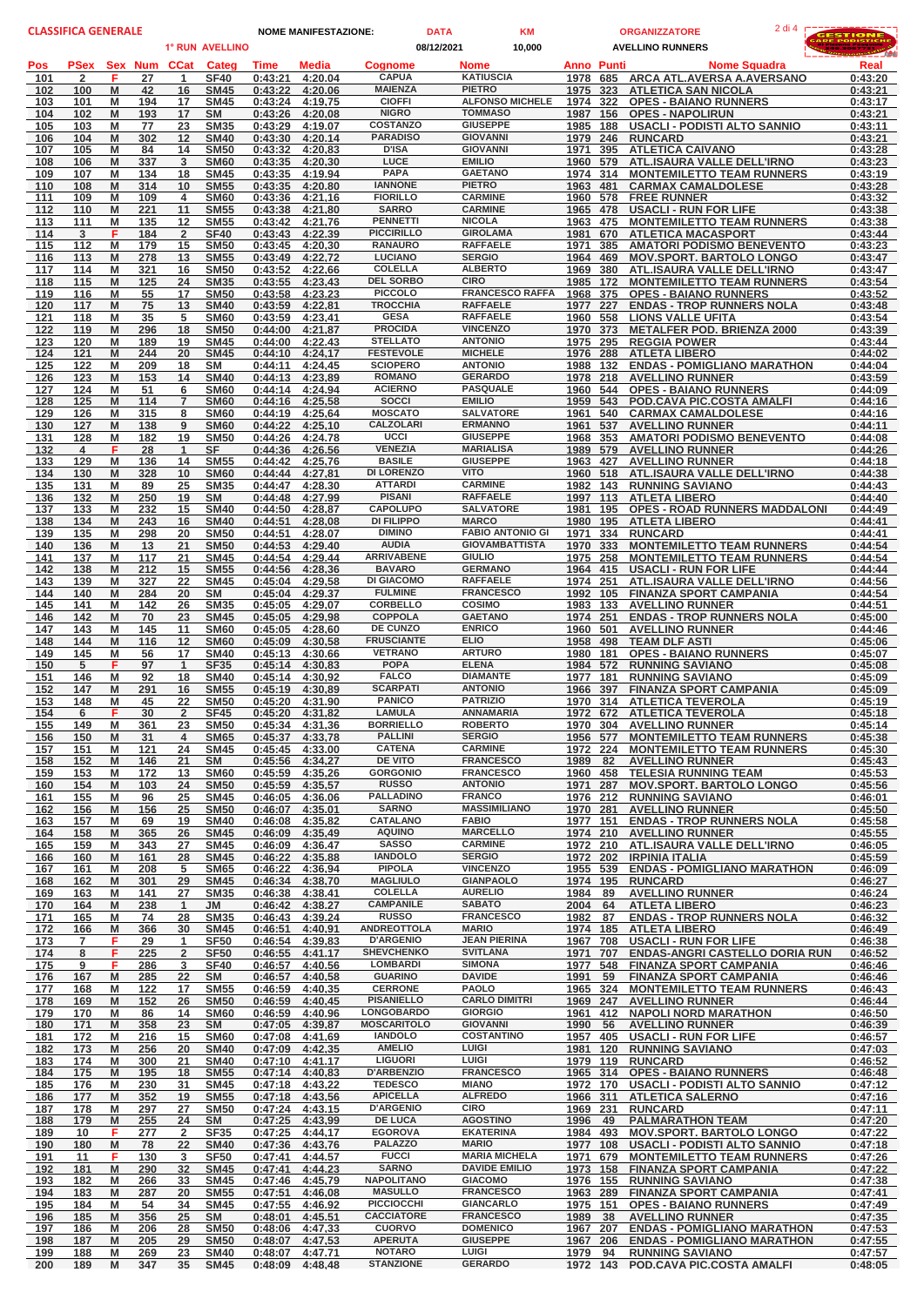**CLASSIFICA GENERALE** — **NOME MANIFESTAZIONE:** 1° RUN AVELLINO — **DATA** 08/12/2021 — **KM** 10,000 — **ORGANIZZATORE** AVELLINO RUNNERS

| Pos | PSex | Sex | Num | CCat | Categ | Time | Media | Cognome | Nome | Anno | Punti | Nome Squadra | Real |
|---|---|---|---|---|---|---|---|---|---|---|---|---|---|
| 101 | 2 | F | 27 | 1 | SF40 | 0:43:21 | 4:20.04 | CAPUA | KATIUSCIA | 1978 | 685 | ARCA ATL.AVERSA A.AVERSANO | 0:43:20 |
| 102 | 100 | M | 42 | 16 | SM45 | 0:43:22 | 4:20.06 | MAIENZA | PIETRO | 1975 | 323 | ATLETICA SAN NICOLA | 0:43:21 |
| 103 | 101 | M | 194 | 17 | SM45 | 0:43:24 | 4:19.75 | CIOFFI | ALFONSO MICHELE | 1974 | 322 | OPES - BAIANO RUNNERS | 0:43:17 |
| 104 | 102 | M | 193 | 17 | SM | 0:43:26 | 4:20.08 | NIGRO | TOMMASO | 1987 | 156 | OPES - NAPOLIRUN | 0:43:21 |
| 105 | 103 | M | 77 | 23 | SM35 | 0:43:29 | 4:19.07 | COSTANZO | GIUSEPPE | 1985 | 188 | USACLI - PODISTI ALTO SANNIO | 0:43:11 |
| 106 | 104 | M | 302 | 12 | SM40 | 0:43:30 | 4:20.14 | PARADISO | GIOVANNI | 1979 | 246 | RUNCARD | 0:43:21 |
| 107 | 105 | M | 84 | 14 | SM50 | 0:43:32 | 4:20.83 | D'ISA | GIOVANNI | 1971 | 395 | ATLETICA CAIVANO | 0:43:28 |
| 108 | 106 | M | 337 | 3 | SM60 | 0:43:35 | 4:20.30 | LUCE | EMILIO | 1960 | 579 | ATL.ISAURA VALLE DELL'IRNO | 0:43:23 |
| 109 | 107 | M | 134 | 18 | SM45 | 0:43:35 | 4:19.94 | PAPA | GAETANO | 1974 | 314 | MONTEMILETTO TEAM RUNNERS | 0:43:19 |
| 110 | 108 | M | 314 | 10 | SM55 | 0:43:35 | 4:20.80 | IANNONE | PIETRO | 1963 | 481 | CARMAX CAMALDOLESE | 0:43:28 |
| 111 | 109 | M | 109 | 4 | SM60 | 0:43:36 | 4:21.16 | FIORILLO | CARMINE | 1960 | 578 | FREE RUNNER | 0:43:32 |
| 112 | 110 | M | 221 | 11 | SM55 | 0:43:38 | 4:21.80 | SARRO | CARMINE | 1965 | 478 | USACLI - RUN FOR LIFE | 0:43:38 |
| 113 | 111 | M | 135 | 12 | SM55 | 0:43:42 | 4:21.76 | PENNETTI | NICOLA | 1963 | 475 | MONTEMILETTO TEAM RUNNERS | 0:43:38 |
| 114 | 3 | F | 184 | 2 | SF40 | 0:43:43 | 4:22.39 | PICCIRILLO | GIROLAMA | 1981 | 670 | ATLETICA MACASPORT | 0:43:44 |
| 115 | 112 | M | 179 | 15 | SM50 | 0:43:45 | 4:20.30 | RANAURO | RAFFAELE | 1971 | 385 | AMATORI PODISMO BENEVENTO | 0:43:23 |
| 116 | 113 | M | 278 | 13 | SM55 | 0:43:49 | 4:22.72 | LUCIANO | SERGIO | 1964 | 469 | MOV.SPORT. BARTOLO LONGO | 0:43:47 |
| 117 | 114 | M | 321 | 16 | SM50 | 0:43:52 | 4:22.66 | COLELLA | ALBERTO | 1969 | 380 | ATL.ISAURA VALLE DELL'IRNO | 0:43:47 |
| 118 | 115 | M | 125 | 24 | SM35 | 0:43:55 | 4:23.43 | DEL SORBO | CIRO | 1985 | 172 | MONTEMILETTO TEAM RUNNERS | 0:43:54 |
| 119 | 116 | M | 55 | 17 | SM50 | 0:43:58 | 4:23.23 | PICCOLO | FRANCESCO RAFFA | 1968 | 375 | OPES - BAIANO RUNNERS | 0:43:52 |
| 120 | 117 | M | 75 | 13 | SM40 | 0:43:59 | 4:22.81 | TROCCHIA | RAFFAELE | 1977 | 227 | ENDAS - TROP RUNNERS NOLA | 0:43:48 |
| 121 | 118 | M | 35 | 5 | SM60 | 0:43:59 | 4:23.41 | GESA | RAFFAELE | 1960 | 558 | LIONS VALLE UFITA | 0:43:54 |
| 122 | 119 | M | 296 | 18 | SM50 | 0:44:00 | 4:21.87 | PROCIDA | VINCENZO | 1970 | 373 | METALFER POD. BRIENZA 2000 | 0:43:39 |
| 123 | 120 | M | 189 | 19 | SM45 | 0:44:00 | 4:22.43 | STELLATO | ANTONIO | 1975 | 295 | REGGIA POWER | 0:43:44 |
| 124 | 121 | M | 244 | 20 | SM45 | 0:44:10 | 4:24.17 | FESTEVOLE | MICHELE | 1976 | 288 | ATLETA LIBERO | 0:44:02 |
| 125 | 122 | M | 209 | 18 | SM | 0:44:11 | 4:24.45 | SCIOPERO | ANTONIO | 1988 | 132 | ENDAS - POMIGLIANO MARATHON | 0:44:04 |
| 126 | 123 | M | 153 | 14 | SM40 | 0:44:13 | 4:23.89 | ROMANO | GERARDO | 1978 | 218 | AVELLINO RUNNER | 0:43:59 |
| 127 | 124 | M | 51 | 6 | SM60 | 0:44:14 | 4:24.94 | ACIERNO | PASQUALE | 1960 | 544 | OPES - BAIANO RUNNERS | 0:44:09 |
| 128 | 125 | M | 114 | 7 | SM60 | 0:44:16 | 4:25.58 | SOCCI | EMILIO | 1959 | 543 | POD.CAVA PIC.COSTA AMALFI | 0:44:16 |
| 129 | 126 | M | 315 | 8 | SM60 | 0:44:19 | 4:25.64 | MOSCATO | SALVATORE | 1961 | 540 | CARMAX CAMALDOLESE | 0:44:16 |
| 130 | 127 | M | 138 | 9 | SM60 | 0:44:22 | 4:25.10 | CALZOLARI | ERMANNO | 1961 | 537 | AVELLINO RUNNER | 0:44:11 |
| 131 | 128 | M | 182 | 19 | SM50 | 0:44:26 | 4:24.78 | UCCI | GIUSEPPE | 1968 | 353 | AMATORI PODISMO BENEVENTO | 0:44:08 |
| 132 | 4 | F | 28 | 1 | SF | 0:44:36 | 4:26.56 | VENEZIA | MARIALISA | 1989 | 579 | AVELLINO RUNNER | 0:44:26 |
| 133 | 129 | M | 136 | 14 | SM55 | 0:44:42 | 4:25.76 | BASILE | GIUSEPPE | 1963 | 427 | AVELLINO RUNNER | 0:44:18 |
| 134 | 130 | M | 328 | 10 | SM60 | 0:44:44 | 4:27.81 | DI LORENZO | VITO | 1960 | 518 | ATL.ISAURA VALLE DELL'IRNO | 0:44:38 |
| 135 | 131 | M | 89 | 25 | SM35 | 0:44:47 | 4:28.30 | ATTARDI | CARMINE | 1982 | 143 | RUNNING SAVIANO | 0:44:43 |
| 136 | 132 | M | 250 | 19 | SM | 0:44:48 | 4:27.99 | PISANI | RAFFAELE | 1997 | 113 | ATLETA LIBERO | 0:44:40 |
| 137 | 133 | M | 232 | 15 | SM40 | 0:44:50 | 4:28.87 | CAPOLUPO | SALVATORE | 1981 | 195 | OPES - ROAD RUNNERS MADDALONI | 0:44:49 |
| 138 | 134 | M | 243 | 16 | SM40 | 0:44:51 | 4:28.08 | DI FILIPPO | MARCO | 1980 | 195 | ATLETA LIBERO | 0:44:41 |
| 139 | 135 | M | 298 | 20 | SM50 | 0:44:51 | 4:28.07 | DIMINO | FABIO ANTONIO GI | 1971 | 334 | RUNCARD | 0:44:41 |
| 140 | 136 | M | 13 | 21 | SM50 | 0:44:53 | 4:29.40 | AUDIA | GIOVAMBATTISTA | 1970 | 333 | MONTEMILETTO TEAM RUNNERS | 0:44:54 |
| 141 | 137 | M | 117 | 21 | SM45 | 0:44:54 | 4:29.44 | ARRIVABENE | GIULIO | 1975 | 258 | MONTEMILETTO TEAM RUNNERS | 0:44:54 |
| 142 | 138 | M | 212 | 15 | SM55 | 0:44:56 | 4:28.36 | BAVARO | GERMANO | 1964 | 415 | USACLI - RUN FOR LIFE | 0:44:44 |
| 143 | 139 | M | 327 | 22 | SM45 | 0:45:04 | 4:29.58 | DI GIACOMO | RAFFAELE | 1974 | 251 | ATL.ISAURA VALLE DELL'IRNO | 0:44:56 |
| 144 | 140 | M | 284 | 20 | SM | 0:45:04 | 4:29.37 | FULMINE | FRANCESCO | 1992 | 105 | FINANZA SPORT CAMPANIA | 0:44:54 |
| 145 | 141 | M | 142 | 26 | SM35 | 0:45:05 | 4:29.07 | CORBELLO | COSIMO | 1983 | 133 | AVELLINO RUNNER | 0:44:51 |
| 146 | 142 | M | 70 | 23 | SM45 | 0:45:05 | 4:29.98 | COPPOLA | GAETANO | 1974 | 251 | ENDAS - TROP RUNNERS NOLA | 0:45:00 |
| 147 | 143 | M | 145 | 11 | SM60 | 0:45:05 | 4:28.60 | DE CUNZO | ENRICO | 1960 | 501 | AVELLINO RUNNER | 0:44:46 |
| 148 | 144 | M | 116 | 12 | SM60 | 0:45:09 | 4:30.58 | FRUSCIANTE | ELIO | 1958 | 498 | TEAM DLF ASTI | 0:45:06 |
| 149 | 145 | M | 56 | 17 | SM40 | 0:45:13 | 4:30.66 | VETRANO | ARTURO | 1980 | 181 | OPES - BAIANO RUNNERS | 0:45:07 |
| 150 | 5 | F | 97 | 1 | SF35 | 0:45:14 | 4:30.83 | POPA | ELENA | 1984 | 572 | RUNNING SAVIANO | 0:45:08 |
| 151 | 146 | M | 92 | 18 | SM40 | 0:45:14 | 4:30.92 | FALCO | DIAMANTE | 1977 | 181 | RUNNING SAVIANO | 0:45:09 |
| 152 | 147 | M | 291 | 16 | SM55 | 0:45:19 | 4:30.89 | SCARPATI | ANTONIO | 1966 | 397 | FINANZA SPORT CAMPANIA | 0:45:09 |
| 153 | 148 | M | 45 | 22 | SM50 | 0:45:20 | 4:31.90 | PANICO | PATRIZIO | 1970 | 314 | ATLETICA TEVEROLA | 0:45:19 |
| 154 | 6 | F | 30 | 2 | SF45 | 0:45:20 | 4:31.82 | LAMULA | ANNAMARIA | 1972 | 672 | ATLETICA TEVEROLA | 0:45:18 |
| 155 | 149 | M | 361 | 23 | SM50 | 0:45:34 | 4:31.36 | BORRIELLO | ROBERTO | 1970 | 304 | AVELLINO RUNNER | 0:45:14 |
| 156 | 150 | M | 31 | 4 | SM65 | 0:45:37 | 4:33.78 | PALLINI | SERGIO | 1956 | 577 | MONTEMILETTO TEAM RUNNERS | 0:45:38 |
| 157 | 151 | M | 121 | 24 | SM45 | 0:45:45 | 4:33.00 | CATENA | CARMINE | 1972 | 224 | MONTEMILETTO TEAM RUNNERS | 0:45:30 |
| 158 | 152 | M | 146 | 21 | SM | 0:45:56 | 4:34.27 | DE VITO | FRANCESCO | 1989 | 82 | AVELLINO RUNNER | 0:45:43 |
| 159 | 153 | M | 172 | 13 | SM60 | 0:45:59 | 4:35.26 | GORGONIO | FRANCESCO | 1960 | 458 | TELESIA RUNNING TEAM | 0:45:53 |
| 160 | 154 | M | 103 | 24 | SM50 | 0:45:59 | 4:35.57 | RUSSO | ANTONIO | 1971 | 287 | MOV.SPORT. BARTOLO LONGO | 0:45:56 |
| 161 | 155 | M | 96 | 25 | SM45 | 0:46:05 | 4:36.06 | PALLADINO | FRANCO | 1976 | 212 | RUNNING SAVIANO | 0:46:01 |
| 162 | 156 | M | 156 | 25 | SM50 | 0:46:07 | 4:35.01 | SARNO | MASSIMILIANO | 1970 | 281 | AVELLINO RUNNER | 0:45:50 |
| 163 | 157 | M | 69 | 19 | SM40 | 0:46:08 | 4:35.82 | CATALANO | FABIO | 1977 | 151 | ENDAS - TROP RUNNERS NOLA | 0:45:58 |
| 164 | 158 | M | 365 | 26 | SM45 | 0:46:09 | 4:35.49 | AQUINO | MARCELLO | 1974 | 210 | AVELLINO RUNNER | 0:45:55 |
| 165 | 159 | M | 343 | 27 | SM45 | 0:46:09 | 4:36.47 | SASSO | CARMINE | 1972 | 210 | ATL.ISAURA VALLE DELL'IRNO | 0:46:05 |
| 166 | 160 | M | 161 | 28 | SM45 | 0:46:22 | 4:35.88 | IANDOLO | SERGIO | 1972 | 202 | IRPINIA ITALIA | 0:45:59 |
| 167 | 161 | M | 208 | 5 | SM65 | 0:46:22 | 4:36.94 | PIPOLA | VINCENZO | 1955 | 539 | ENDAS - POMIGLIANO MARATHON | 0:46:09 |
| 168 | 162 | M | 301 | 29 | SM45 | 0:46:34 | 4:38.70 | MAGLIULO | GIANPAOLO | 1974 | 195 | RUNCARD | 0:46:27 |
| 169 | 163 | M | 141 | 27 | SM35 | 0:46:38 | 4:38.41 | COLELLA | AURELIO | 1984 | 89 | AVELLINO RUNNER | 0:46:24 |
| 170 | 164 | M | 238 | 1 | JM | 0:46:42 | 4:38.27 | CAMPANILE | SABATO | 2004 | 64 | ATLETA LIBERO | 0:46:23 |
| 171 | 165 | M | 74 | 28 | SM35 | 0:46:43 | 4:39.24 | RUSSO | FRANCESCO | 1982 | 87 | ENDAS - TROP RUNNERS NOLA | 0:46:32 |
| 172 | 166 | M | 366 | 30 | SM45 | 0:46:51 | 4:40.91 | ANDREOTTOLA | MARIO | 1974 | 185 | ATLETA LIBERO | 0:46:49 |
| 173 | 7 | F | 29 | 1 | SF50 | 0:46:54 | 4:39.83 | D'ARGENIO | JEAN PIERINA | 1967 | 708 | USACLI - RUN FOR LIFE | 0:46:38 |
| 174 | 8 | F | 225 | 2 | SF50 | 0:46:55 | 4:41.17 | SHEVCHENKO | SVITLANA | 1971 | 707 | ENDAS-ANGRI CASTELLO DORIA RUN | 0:46:52 |
| 175 | 9 | F | 286 | 3 | SF40 | 0:46:57 | 4:40.56 | LOMBARDI | SIMONA | 1977 | 548 | FINANZA SPORT CAMPANIA | 0:46:46 |
| 176 | 167 | M | 285 | 22 | SM | 0:46:57 | 4:40.58 | GUARINO | DAVIDE | 1991 | 59 | FINANZA SPORT CAMPANIA | 0:46:46 |
| 177 | 168 | M | 122 | 17 | SM55 | 0:46:59 | 4:40.35 | CERRONE | PAOLO | 1965 | 324 | MONTEMILETTO TEAM RUNNERS | 0:46:43 |
| 178 | 169 | M | 152 | 26 | SM50 | 0:46:59 | 4:40.45 | PISANIELLO | CARLO DIMITRI | 1969 | 247 | AVELLINO RUNNER | 0:46:44 |
| 179 | 170 | M | 86 | 14 | SM60 | 0:46:59 | 4:40.96 | LONGOBARDO | GIORGIO | 1961 | 412 | NAPOLI NORD MARATHON | 0:46:50 |
| 180 | 171 | M | 358 | 23 | SM | 0:47:05 | 4:39.87 | MOSCARITOLO | GIOVANNI | 1990 | 56 | AVELLINO RUNNER | 0:46:39 |
| 181 | 172 | M | 216 | 15 | SM60 | 0:47:08 | 4:41.69 | IANDOLO | COSTANTINO | 1957 | 405 | USACLI - RUN FOR LIFE | 0:46:57 |
| 182 | 173 | M | 256 | 20 | SM40 | 0:47:09 | 4:42.35 | AMELIO | LUIGI | 1981 | 120 | RUNNING SAVIANO | 0:47:03 |
| 183 | 174 | M | 300 | 21 | SM40 | 0:47:10 | 4:41.17 | LIGUORI | LUIGI | 1979 | 119 | RUNCARD | 0:46:52 |
| 184 | 175 | M | 195 | 18 | SM55 | 0:47:14 | 4:40.83 | D'ARBENZIO | FRANCESCO | 1965 | 314 | OPES - BAIANO RUNNERS | 0:46:48 |
| 185 | 176 | M | 230 | 31 | SM45 | 0:47:18 | 4:43.22 | TEDESCO | MIANO | 1972 | 170 | USACLI - PODISTI ALTO SANNIO | 0:47:12 |
| 186 | 177 | M | 352 | 19 | SM55 | 0:47:18 | 4:43.56 | APICELLA | ALFREDO | 1966 | 311 | ATLETICA SALERNO | 0:47:16 |
| 187 | 178 | M | 297 | 27 | SM50 | 0:47:24 | 4:43.15 | D'ARGENIO | CIRO | 1969 | 231 | RUNCARD | 0:47:11 |
| 188 | 179 | M | 255 | 24 | SM | 0:47:25 | 4:43.99 | DE LUCA | AGOSTINO | 1996 | 49 | PALMARATHON TEAM | 0:47:20 |
| 189 | 10 | F | 277 | 2 | SF35 | 0:47:25 | 4:44.17 | EGOROVA | EKATERINA | 1984 | 493 | MOV.SPORT. BARTOLO LONGO | 0:47:22 |
| 190 | 180 | M | 78 | 22 | SM40 | 0:47:36 | 4:43.76 | PALAZZO | MARIO | 1977 | 108 | USACLI - PODISTI ALTO SANNIO | 0:47:18 |
| 191 | 11 | F | 130 | 3 | SF50 | 0:47:41 | 4:44.57 | FUCCI | MARIA MICHELA | 1971 | 679 | MONTEMILETTO TEAM RUNNERS | 0:47:26 |
| 192 | 181 | M | 290 | 32 | SM45 | 0:47:41 | 4:44.23 | SARNO | DAVIDE EMILIO | 1973 | 158 | FINANZA SPORT CAMPANIA | 0:47:22 |
| 193 | 182 | M | 266 | 33 | SM45 | 0:47:46 | 4:45.79 | NAPOLITANO | GIACOMO | 1976 | 155 | RUNNING SAVIANO | 0:47:38 |
| 194 | 183 | M | 287 | 20 | SM55 | 0:47:51 | 4:46.08 | MASULLO | FRANCESCO | 1963 | 289 | FINANZA SPORT CAMPANIA | 0:47:41 |
| 195 | 184 | M | 54 | 34 | SM45 | 0:47:55 | 4:46.92 | PICCIOCCHI | GIANCARLO | 1975 | 151 | OPES - BAIANO RUNNERS | 0:47:49 |
| 196 | 185 | M | 356 | 25 | SM | 0:48:01 | 4:45.51 | CACCIATORE | FRANCESCO | 1989 | 38 | AVELLINO RUNNER | 0:47:35 |
| 197 | 186 | M | 206 | 28 | SM50 | 0:48:06 | 4:47.33 | CUORVO | DOMENICO | 1967 | 207 | ENDAS - POMIGLIANO MARATHON | 0:47:53 |
| 198 | 187 | M | 205 | 29 | SM50 | 0:48:07 | 4:47.53 | APERUTA | GIUSEPPE | 1967 | 206 | ENDAS - POMIGLIANO MARATHON | 0:47:55 |
| 199 | 188 | M | 269 | 23 | SM40 | 0:48:07 | 4:47.71 | NOTARO | LUIGI | 1979 | 94 | RUNNING SAVIANO | 0:47:57 |
| 200 | 189 | M | 347 | 35 | SM45 | 0:48:09 | 4:48.48 | STANZIONE | GERARDO | 1972 | 143 | POD.CAVA PIC.COSTA AMALFI | 0:48:05 |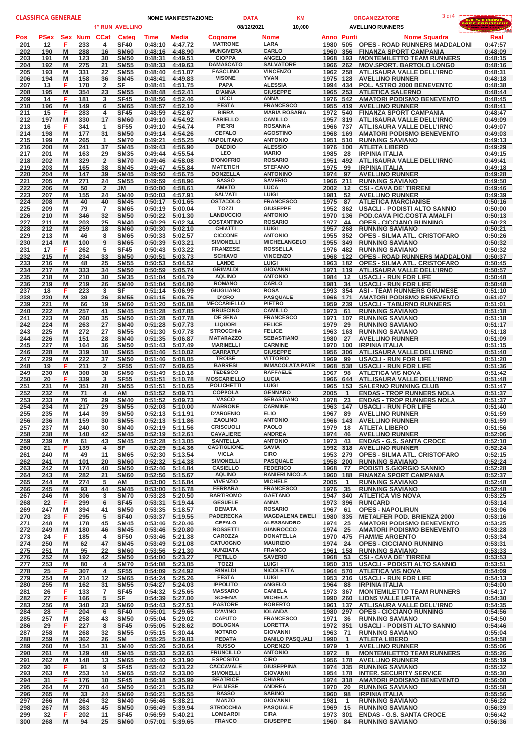**CLASSIFICA GENERALE** | **NOME MANIFESTAZIONE:** 1° RUN AVELLINO | **DATA** 08/12/2021 | **KM** 10,000 | **ORGANIZZATORE** AVELLINO RUNNERS

| Pos | PSex | Sex | Num | CCat | Categ | Time | Media | Cognome | Nome | Anno | Punti | Nome Squadra | Real |
|---|---|---|---|---|---|---|---|---|---|---|---|---|---|
| 201 | 12 | F | 233 | 4 | SF40 | 0:48:10 | 4:47.72 | MATRONE | LARA | 1980 | 505 | OPES - ROAD RUNNERS MADDALONI | 0:47:57 |
| 202 | 190 | M | 288 | 16 | SM60 | 0:48:16 | 4:48.90 | MUNGIVERA | CARLO | 1960 | 356 | FINANZA SPORT CAMPANIA | 0:48:09 |
| 203 | 191 | M | 123 | 30 | SM50 | 0:48:31 | 4:49.51 | CIOPPA | ANGELO | 1968 | 193 | MONTEMILETTO TEAM RUNNERS | 0:48:15 |
| 204 | 192 | M | 275 | 21 | SM55 | 0:48:33 | 4:49.63 | DAMASCATO | SALVATORE | 1966 | 262 | MOV.SPORT. BARTOLO LONGO | 0:48:16 |
| 205 | 193 | M | 331 | 22 | SM55 | 0:48:40 | 4:51.07 | FASOLINO | VINCENZO | 1962 | 258 | ATL.ISAURA VALLE DELL'IRNO | 0:48:31 |
| 206 | 194 | M | 158 | 36 | SM45 | 0:48:41 | 4:49.83 | VISONE | YVAN | 1975 | 128 | AVELLINO RUNNER | 0:48:18 |
| 207 | 13 | F | 170 | 2 | SF | 0:48:41 | 4:51.75 | PAPA | ALESSIA | 1994 | 434 | POL. ASTRO 2000 BENEVENTO | 0:48:38 |
| 208 | 195 | M | 354 | 23 | SM55 | 0:48:48 | 4:52.41 | D'ANNA | GIUSEPPE | 1965 | 253 | ATLETICA SALERNO | 0:48:44 |
| 209 | 14 | F | 181 | 3 | SF45 | 0:48:56 | 4:52.46 | UCCI | ANNA | 1976 | 542 | AMATORI PODISMO BENEVENTO | 0:48:45 |
| 210 | 196 | M | 149 | 6 | SM65 | 0:48:57 | 4:52.10 | FESTA | FRANCESCO | 1955 | 419 | AVELLINO RUNNER | 0:48:41 |
| 211 | 15 | F | 283 | 4 | SF45 | 0:48:59 | 4:52.67 | BIRRA | MARIA ROSARIA | 1972 | 540 | FINANZA SPORT CAMPANIA | 0:48:47 |
| 212 | 197 | M | 330 | 17 | SM60 | 0:49:10 | 4:54.92 | FARIELLO | CAMILLO | 1957 | 319 | ATL.ISAURA VALLE DELL'IRNO | 0:49:09 |
| 213 | 16 | F | 341 | 1 | SF55 | 0:49:10 | 4:54.74 | PIERRI | ROSANNA | 1966 | 737 | ATL.ISAURA VALLE DELL'IRNO | 0:49:07 |
| 214 | 198 | M | 177 | 31 | SM50 | 0:49:14 | 4:54.26 | CEFALO | AGOSTINO | 1968 | 169 | AMATORI PODISMO BENEVENTO | 0:49:03 |
| 215 | 199 | M | 265 | 1 | SM70 | 0:49:21 | 4:55.25 | NAPOLITANO | ANTONIO | 1951 | 510 | RUNNING SAVIANO | 0:49:13 |
| 216 | 200 | M | 241 | 37 | SM45 | 0:49:43 | 4:56.90 | DADDIO | ALESSIO | 1976 | 100 | ATLETA LIBERO | 0:49:29 |
| 217 | 201 | M | 163 | 29 | SM35 | 0:49:44 | 4:55.54 | LEO | MARIO | 1985 | 28 | IRPINIA ITALIA | 0:49:15 |
| 218 | 202 | M | 329 | 2 | SM70 | 0:49:46 | 4:58.08 | D'ONOFRIO | ROSARIO | 1951 | 492 | ATL.ISAURA VALLE DELL'IRNO | 0:49:41 |
| 219 | 203 | M | 165 | 38 | SM45 | 0:49:47 | 4:55.84 | MATETICH | STEFANO | 1975 | 99 | IRPINIA ITALIA | 0:49:18 |
| 220 | 204 | M | 147 | 39 | SM45 | 0:49:50 | 4:56.75 | DONZELLA | ANTONINO | 1974 | 97 | AVELLINO RUNNER | 0:49:28 |
| 221 | 205 | M | 271 | 24 | SM55 | 0:49:59 | 4:58.96 | SASSO | SAVERIO | 1966 | 211 | RUNNING SAVIANO | 0:49:50 |
| 222 | 206 | M | 50 | 2 | JM | 0:50:00 | 4:58.61 | AMATO | LUCA | 2002 | 12 | CSI - CAVA DE' TIRRENI | 0:49:46 |
| 223 | 207 | M | 155 | 24 | SM40 | 0:50:03 | 4:57.91 | SALVATI | LUIGI | 1981 | 52 | AVELLINO RUNNER | 0:49:39 |
| 224 | 208 | M | 40 | 40 | SM45 | 0:50:17 | 5:01.65 | OSTACOLO | FRANCESCO | 1975 | 87 | ATLETICA MARCIANISE | 0:50:16 |
| 225 | 209 | M | 79 | 7 | SM65 | 0:50:19 | 5:00.04 | TOZZI | GIUSEPPE | 1952 | 362 | USACLI - PODISTI ALTO SANNIO | 0:50:00 |
| 226 | 210 | M | 346 | 32 | SM50 | 0:50:22 | 5:01.30 | LANDUCCIO | ANTONIO | 1970 | 136 | POD.CAVA PIC.COSTA AMALFI | 0:50:13 |
| 227 | 211 | M | 203 | 25 | SM40 | 0:50:29 | 5:02.34 | COSTANTINO | ROSARIO | 1977 | 44 | OPES - CICCIANO RUNNING | 0:50:23 |
| 228 | 212 | M | 259 | 18 | SM60 | 0:50:30 | 5:02.10 | CHIATTI | LUIGI | 1957 | 268 | RUNNING SAVIANO | 0:50:21 |
| 229 | 213 | M | 46 | 8 | SM65 | 0:50:33 | 5:02.57 | CICCONE | ANTONIO | 1955 | 352 | OPES - SILMA ATL. CRISTOFARO | 0:50:26 |
| 230 | 214 | M | 100 | 9 | SM65 | 0:50:39 | 5:03.21 | SIMONELLI | MICHELANGELO | 1955 | 349 | RUNNING SAVIANO | 0:50:32 |
| 231 | 17 | F | 262 | 5 | SF45 | 0:50:43 | 5:03.22 | FRANZESE | ROSSELLA | 1976 | 482 | RUNNING SAVIANO | 0:50:32 |
| 232 | 215 | M | 234 | 33 | SM50 | 0:50:51 | 5:03.73 | SCHIAVO | VINCENZO | 1968 | 122 | OPES - ROAD RUNNERS MADDALONI | 0:50:37 |
| 233 | 216 | M | 48 | 25 | SM55 | 0:50:53 | 5:04.52 | LANDE | LUIGI | 1963 | 182 | OPES - SILMA ATL. CRISTOFARO | 0:50:45 |
| 234 | 217 | M | 333 | 34 | SM50 | 0:50:59 | 5:05.74 | GRIMALDI | GIOVANNI | 1971 | 119 | ATL.ISAURA VALLE DELL'IRNO | 0:50:57 |
| 235 | 218 | M | 210 | 30 | SM35 | 0:51:04 | 5:04.79 | AQUINO | ANTONIO | 1984 | 12 | USACLI - RUN FOR LIFE | 0:50:48 |
| 236 | 219 | M | 219 | 26 | SM40 | 0:51:04 | 5:04.80 | ROMANO | CARLO | 1981 | 34 | USACLI - RUN FOR LIFE | 0:50:48 |
| 237 | 18 | F | 223 | 3 | SF | 0:51:14 | 5:06.99 | GIUGLIANO | ROSA | 1993 | 354 | ASI - TEAM RUNNERS GRUMESE | 0:51:10 |
| 238 | 220 | M | 39 | 26 | SM55 | 0:51:15 | 5:06.75 | D'ORO | PASQUALE | 1966 | 171 | AMATORI PODISMO BENEVENTO | 0:51:07 |
| 239 | 221 | M | 66 | 19 | SM60 | 0:51:20 | 5:06.08 | MECCARIELLO | PIETRO | 1959 | 239 | USACLI - TABURNO RUNNERS | 0:51:01 |
| 240 | 222 | M | 257 | 41 | SM45 | 0:51:28 | 5:07.85 | BRUSCINO | CAMILLO | 1973 | 61 | RUNNING SAVIANO | 0:51:18 |
| 241 | 223 | M | 260 | 35 | SM50 | 0:51:28 | 5:07.78 | DE SENA | FRANCESCO | 1971 | 107 | RUNNING SAVIANO | 0:51:18 |
| 242 | 224 | M | 263 | 27 | SM40 | 0:51:28 | 5:07.73 | LIQUORI | FELICE | 1979 | 29 | RUNNING SAVIANO | 0:51:17 |
| 243 | 225 | M | 272 | 27 | SM55 | 0:51:30 | 5:07.78 | STROCCHIA | FELICE | 1963 | 163 | RUNNING SAVIANO | 0:51:18 |
| 244 | 226 | M | 151 | 28 | SM40 | 0:51:35 | 5:06.87 | MATARAZZO | SEBASTIANO | 1980 | 27 | AVELLINO RUNNER | 0:51:09 |
| 245 | 227 | M | 164 | 36 | SM50 | 0:51:43 | 5:07.49 | MARINELLI | CARMINE | 1970 | 100 | IRPINIA ITALIA | 0:51:15 |
| 246 | 228 | M | 319 | 10 | SM65 | 0:51:46 | 5:10.02 | CARRATU' | GIUSEPPE | 1956 | 306 | ATL.ISAURA VALLE DELL'IRNO | 0:51:40 |
| 247 | 229 | M | 222 | 37 | SM50 | 0:51:46 | 5:08.05 | TROISE | VITTORIO | 1969 | 99 | USACLI - RUN FOR LIFE | 0:51:20 |
| 248 | 19 | F | 211 | 2 | SF55 | 0:51:47 | 5:09.65 | BARRESI | IMMACOLATA PATR | 1968 | 538 | USACLI - RUN FOR LIFE | 0:51:36 |
| 249 | 230 | M | 308 | 38 | SM50 | 0:51:49 | 5:10.18 | TEDESCO | RAFFAELE | 1967 | 98 | ATLETICA VIS NOVA | 0:51:42 |
| 250 | 20 | F | 339 | 3 | SF55 | 0:51:51 | 5:10.78 | MOSCARIELLO | LUCIA | 1966 | 644 | ATL.ISAURA VALLE DELL'IRNO | 0:51:48 |
| 251 | 231 | M | 351 | 28 | SM55 | 0:51:51 | 5:10.65 | POLICHETTI | LUIGI | 1965 | 153 | SALERNO RUNNING CLUB | 0:51:47 |
| 252 | 232 | M | 71 | 4 | AM | 0:51:52 | 5:09.71 | COPPOLA | GENNARO | 2005 | 1 | ENDAS - TROP RUNNERS NOLA | 0:51:37 |
| 253 | 233 | M | 76 | 29 | SM40 | 0:51:52 | 5:09.73 | VASCO | SEBASTIANO | 1978 | 23 | ENDAS - TROP RUNNERS NOLA | 0:51:37 |
| 254 | 234 | M | 217 | 29 | SM55 | 0:52:03 | 5:10.00 | MARRONE | CARMINE | 1963 | 147 | USACLI - RUN FOR LIFE | 0:51:40 |
| 255 | 235 | M | 144 | 39 | SM50 | 0:52:13 | 5:11.91 | D'ARGENIO | ELIO | 1967 | 89 | AVELLINO RUNNER | 0:51:59 |
| 256 | 236 | M | 159 | 30 | SM55 | 0:52:13 | 5:11.86 | ZAOLINO | ANTONIO | 1966 | 143 | AVELLINO RUNNER | 0:51:59 |
| 257 | 237 | M | 240 | 30 | SM40 | 0:52:19 | 5:11.56 | CRISCUOLI | PAOLO | 1979 | 18 | ATLETA LIBERO | 0:51:56 |
| 258 | 238 | M | 140 | 42 | SM45 | 0:52:19 | 5:12.61 | CAVALIERE | ANDREA | 1974 | 46 | AVELLINO RUNNER | 0:52:06 |
| 259 | 239 | M | 61 | 43 | SM45 | 0:52:28 | 5:13.05 | SANTELLA | ANTONIO | 1973 | 43 | ENDAS - G.S. SANTA CROCE | 0:52:10 |
| 260 | 21 | F | 139 | 4 | SF | 0:52:29 | 5:14.36 | CASTIGLIONE | SAVIA | 1992 | 318 | AVELLINO RUNNER | 0:52:24 |
| 261 | 240 | M | 49 | 11 | SM65 | 0:52:30 | 5:13.54 | VIOLA | CIRO | 1953 | 279 | OPES - SILMA ATL. CRISTOFARO | 0:52:15 |
| 262 | 241 | M | 101 | 20 | SM60 | 0:52:32 | 5:14.38 | SIMONELLI | PASQUALE | 1958 | 200 | RUNNING SAVIANO | 0:52:24 |
| 263 | 242 | M | 174 | 40 | SM50 | 0:52:46 | 5:14.84 | CASIELLO | FEDERICO | 1968 | 77 | PODISTI S.GIORGIO SANNIO | 0:52:28 |
| 264 | 243 | M | 282 | 21 | SM60 | 0:52:56 | 5:15.67 | AQUINO | RANIERI NICOLA | 1960 | 188 | FINANZA SPORT CAMPANIA | 0:52:37 |
| 265 | 244 | M | 274 | 5 | AM | 0:53:00 | 5:16.84 | VIVENZIO | MICHELE | 2005 | 1 | RUNNING SAVIANO | 0:52:48 |
| 266 | 245 | M | 93 | 44 | SM45 | 0:53:00 | 5:16.78 | FERRARA | FRANCESCO | 1976 | 35 | RUNNING SAVIANO | 0:52:48 |
| 267 | 246 | M | 306 | 3 | SM70 | 0:53:28 | 5:20.50 | BARTIROMO | GAETANO | 1947 | 340 | ATLETICA VIS NOVA | 0:53:25 |
| 268 | 22 | F | 299 | 6 | SF45 | 0:53:31 | 5:19.44 | GESUELE | ANNA | 1973 | 396 | RUNCARD | 0:53:14 |
| 269 | 247 | M | 394 | 41 | SM50 | 0:53:35 | 5:18.57 | DEMATA | ROSARIO | 1967 | 61 | OPES - NAPOLIRUN | 0:53:06 |
| 270 | 23 | F | 295 | 5 | SF40 | 0:53:37 | 5:19.55 | PADERECKA | MAGDALENA EWELI | 1980 | 335 | METALFER POD. BRIENZA 2000 | 0:53:16 |
| 271 | 248 | M | 178 | 45 | SM45 | 0:53:46 | 5:20.46 | CEFALO | ALESSANDRO | 1974 | 25 | AMATORI PODISMO BENEVENTO | 0:53:25 |
| 272 | 249 | M | 180 | 46 | SM45 | 0:53:46 | 5:20.80 | ROSSETTI | GIANROCCO | 1974 | 25 | AMATORI PODISMO BENEVENTO | 0:53:28 |
| 273 | 24 | F | 185 | 4 | SF50 | 0:53:46 | 5:21.38 | CAROZZA | DONATELLA | 1970 | 475 | FIAMME ARGENTO | 0:53:34 |
| 274 | 250 | M | 62 | 47 | SM45 | 0:53:49 | 5:21.08 | CATUOGNO | MAURIZIO | 1974 | 24 | OPES - CICCIANO RUNNING | 0:53:31 |
| 275 | 251 | M | 95 | 22 | SM60 | 0:53:56 | 5:21.30 | NUNZIATA | FRANCO | 1961 | 158 | RUNNING SAVIANO | 0:53:33 |
| 276 | 252 | M | 192 | 42 | SM50 | 0:54:00 | 5:23.27 | PETILLO | SAVERIO | 1968 | 53 | CSI - CAVA DE' TIRRENI | 0:53:53 |
| 277 | 253 | M | 80 | 4 | SM70 | 0:54:08 | 5:23.05 | TOZZI | LUIGI | 1950 | 315 | USACLI - PODISTI ALTO SANNIO | 0:53:51 |
| 278 | 25 | F | 307 | 4 | SF55 | 0:54:09 | 5:24.92 | RINALDI | NICOLETTA | 1964 | 570 | ATLETICA VIS NOVA | 0:54:09 |
| 279 | 254 | M | 214 | 12 | SM65 | 0:54:24 | 5:25.26 | FESTA | LUIGI | 1953 | 216 | USACLI - RUN FOR LIFE | 0:54:13 |
| 280 | 255 | M | 162 | 31 | SM55 | 0:54:27 | 5:24.03 | IPPOLITO | ANGELO | 1964 | 88 | IRPINIA ITALIA | 0:54:00 |
| 281 | 26 | F | 133 | 7 | SF45 | 0:54:32 | 5:25.65 | MASSARO | CANIELA | 1973 | 367 | MONTEMILETTO TEAM RUNNERS | 0:54:17 |
| 282 | 27 | F | 166 | 5 | SF | 0:54:39 | 5:27.00 | SCHENA | MICHELA | 1990 | 260 | LIONS VALLE UFITA | 0:54:30 |
| 283 | 256 | M | 340 | 23 | SM60 | 0:54:43 | 5:27.51 | PASTORE | ROBERTO | 1961 | 137 | ATL.ISAURA VALLE DELL'IRNO | 0:54:35 |
| 284 | 28 | F | 204 | 6 | SF40 | 0:55:01 | 5:29.65 | D'AVINO | IOLANDA | 1980 | 297 | OPES - CICCIANO RUNNING | 0:54:56 |
| 285 | 257 | M | 258 | 43 | SM50 | 0:55:04 | 5:29.02 | CAPUTO | FRANCESCO | 1971 | 36 | RUNNING SAVIANO | 0:54:50 |
| 286 | 29 | F | 227 | 8 | SF45 | 0:55:05 | 5:28.62 | BOLOGNA | LORETTA | 1972 | 351 | USACLI - PODISTI ALTO SANNIO | 0:54:46 |
| 287 | 258 | M | 268 | 32 | SM55 | 0:55:15 | 5:30.44 | NOTARO | GIOVANNI | 1963 | 71 | RUNNING SAVIANO | 0:55:04 |
| 288 | 259 | M | 362 | 26 | SM | 0:55:25 | 5:29.83 | PEDATA | DANILO PASQUALI | 1990 | 1 | ATLETA LIBERO | 0:54:58 |
| 289 | 260 | M | 154 | 31 | SM40 | 0:55:26 | 5:30.64 | RUSSO | LORENZO | 1979 | 1 | AVELLINO RUNNER | 0:55:06 |
| 290 | 261 | M | 129 | 48 | SM45 | 0:55:33 | 5:32.61 | FRUNCILLO | ANTONIO | 1972 | 8 | MONTEMILETTO TEAM RUNNERS | 0:55:26 |
| 291 | 262 | M | 148 | 13 | SM65 | 0:55:40 | 5:31.90 | ESPOSITO | CIRO | 1956 | 178 | AVELLINO RUNNER | 0:55:19 |
| 292 | 30 | F | 91 | 9 | SF45 | 0:55:42 | 5:33.22 | CACCAVALE | GIUSEPPINA | 1974 | 335 | RUNNING SAVIANO | 0:55:32 |
| 293 | 263 | M | 253 | 14 | SM65 | 0:55:42 | 5:33.00 | SIMONELLI | GIOVANNI | 1954 | 178 | INTER. SECURITY SERVICE | 0:55:30 |
| 294 | 31 | F | 176 | 10 | SF45 | 0:56:18 | 5:35.99 | BEATRICE | CHIARA | 1974 | 318 | AMATORI PODISMO BENEVENTO | 0:56:00 |
| 295 | 264 | M | 270 | 44 | SM50 | 0:56:21 | 5:35.82 | PALMESE | ANDREA | 1970 | 20 | RUNNING SAVIANO | 0:55:58 |
| 296 | 265 | M | 33 | 24 | SM60 | 0:56:21 | 5:35.55 | BASSO | SABINO | 1960 | 98 | IRPINIA ITALIA | 0:55:56 |
| 297 | 266 | M | 264 | 32 | SM40 | 0:56:46 | 5:38.21 | MANZO | GIOVANNI | 1981 | 1 | RUNNING SAVIANO | 0:56:22 |
| 298 | 267 | M | 363 | 45 | SM50 | 0:56:49 | 5:39.94 | STROCCHIA | PASQUALE | 1969 | 15 | RUNNING SAVIANO | 0:56:39 |
| 299 | 32 | F | 202 | 11 | SF45 | 0:56:59 | 5:40.21 | LOMBARDI | CIRA | 1973 | 301 | ENDAS - G.S. SANTA CROCE | 0:56:42 |
| 300 | 268 | M | 94 | 25 | SM60 | 0:57:01 | 5:39.65 | FRANCO | GIUSEPPE | 1960 | 84 | RUNNING SAVIANO | 0:56:36 |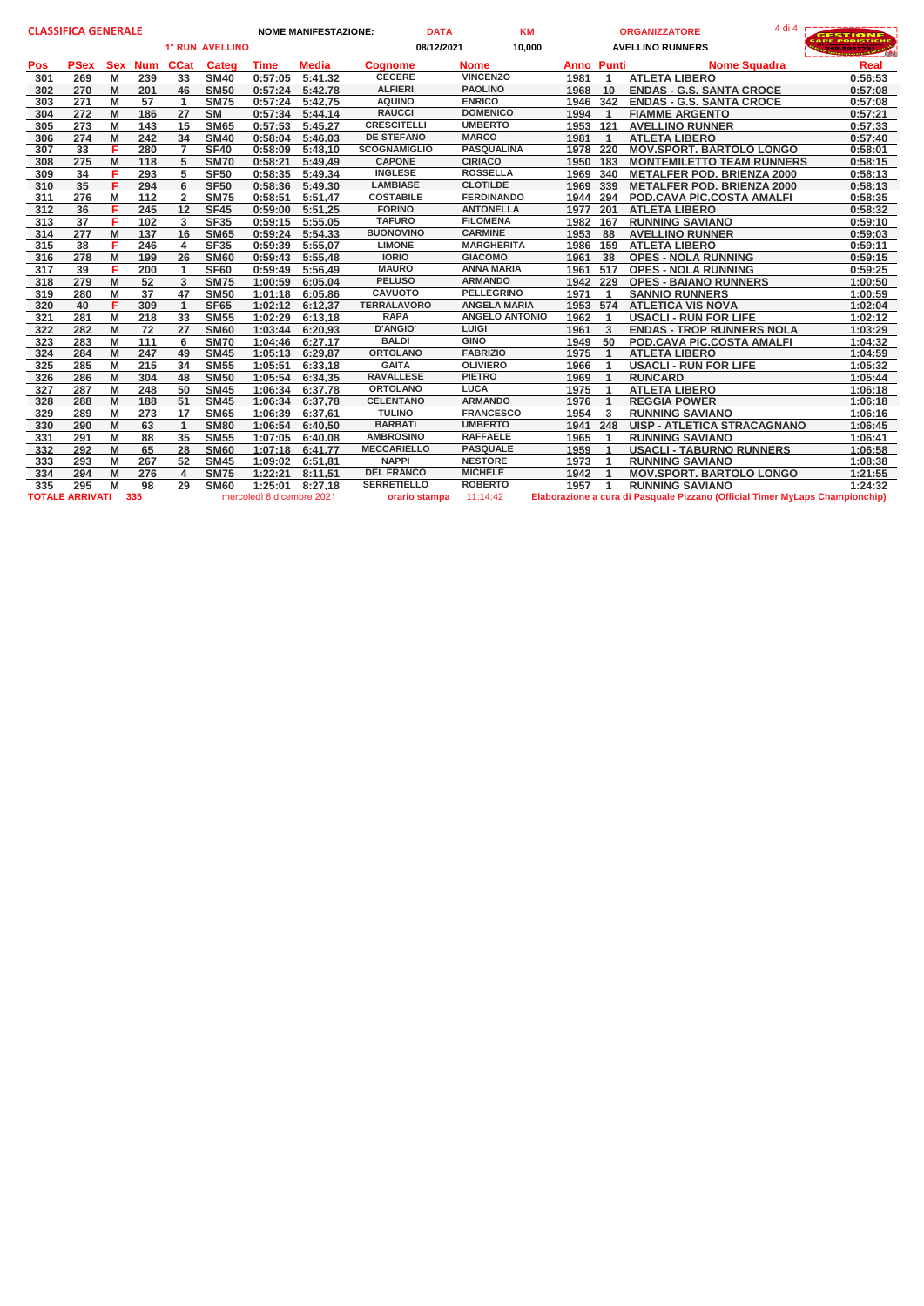**CLASSIFICA GENERALE** — **NOME MANIFESTAZIONE:** 1° RUN AVELLINO — **DATA** 08/12/2021 — **KM** 10,000 — **ORGANIZZATORE** AVELLINO RUNNERS

| Pos | PSex | Sex | Num | CCat | Categ | Time | Media | Cognome | Nome | Anno | Punti | Nome Squadra | Real |
|---|---|---|---|---|---|---|---|---|---|---|---|---|---|
| 301 | 269 | M | 239 | 33 | SM40 | 0:57:05 | 5:41.32 | CECERE | VINCENZO | 1981 | 1 | ATLETA LIBERO | 0:56:53 |
| 302 | 270 | M | 201 | 46 | SM50 | 0:57:24 | 5:42.78 | ALFIERI | PAOLINO | 1968 | 10 | ENDAS - G.S. SANTA CROCE | 0:57:08 |
| 303 | 271 | M | 57 | 1 | SM75 | 0:57:24 | 5:42,75 | AQUINO | ENRICO | 1946 | 342 | ENDAS - G.S. SANTA CROCE | 0:57:08 |
| 304 | 272 | M | 186 | 27 | SM | 0:57:34 | 5:44,14 | RAUCCI | DOMENICO | 1994 | 1 | FIAMME ARGENTO | 0:57:21 |
| 305 | 273 | M | 143 | 15 | SM65 | 0:57:53 | 5:45.27 | CRESCITELLI | UMBERTO | 1953 | 121 | AVELLINO RUNNER | 0:57:33 |
| 306 | 274 | M | 242 | 34 | SM40 | 0:58:04 | 5:46.03 | DE STEFANO | MARCO | 1981 | 1 | ATLETA LIBERO | 0:57:40 |
| 307 | 33 | F | 280 | 7 | SF40 | 0:58:09 | 5:48,10 | SCOGNAMIGLIO | PASQUALINA | 1978 | 220 | MOV.SPORT. BARTOLO LONGO | 0:58:01 |
| 308 | 275 | M | 118 | 5 | SM70 | 0:58:21 | 5:49,49 | CAPONE | CIRIACO | 1950 | 183 | MONTEMILETTO TEAM RUNNERS | 0:58:15 |
| 309 | 34 | F | 293 | 5 | SF50 | 0:58:35 | 5:49.34 | INGLESE | ROSSELLA | 1969 | 340 | METALFER POD. BRIENZA 2000 | 0:58:13 |
| 310 | 35 | F | 294 | 6 | SF50 | 0:58:36 | 5:49.30 | LAMBIASE | CLOTILDE | 1969 | 339 | METALFER POD. BRIENZA 2000 | 0:58:13 |
| 311 | 276 | M | 112 | 2 | SM75 | 0:58:51 | 5:51,47 | COSTABILE | FERDINANDO | 1944 | 294 | POD.CAVA PIC.COSTA AMALFI | 0:58:35 |
| 312 | 36 | F | 245 | 12 | SF45 | 0:59:00 | 5:51,25 | FORINO | ANTONELLA | 1977 | 201 | ATLETA LIBERO | 0:58:32 |
| 313 | 37 | F | 102 | 3 | SF35 | 0:59:15 | 5:55,05 | TAFURO | FILOMENA | 1982 | 167 | RUNNING SAVIANO | 0:59:10 |
| 314 | 277 | M | 137 | 16 | SM65 | 0:59:24 | 5:54.33 | BUONOVINO | CARMINE | 1953 | 88 | AVELLINO RUNNER | 0:59:03 |
| 315 | 38 | F | 246 | 4 | SF35 | 0:59:39 | 5:55.07 | LIMONE | MARGHERITA | 1986 | 159 | ATLETA LIBERO | 0:59:11 |
| 316 | 278 | M | 199 | 26 | SM60 | 0:59:43 | 5:55,48 | IORIO | GIACOMO | 1961 | 38 | OPES - NOLA RUNNING | 0:59:15 |
| 317 | 39 | F | 200 | 1 | SF60 | 0:59:49 | 5:56,49 | MAURO | ANNA MARIA | 1961 | 517 | OPES - NOLA RUNNING | 0:59:25 |
| 318 | 279 | M | 52 | 3 | SM75 | 1:00:59 | 6:05,04 | PELUSO | ARMANDO | 1942 | 229 | OPES - BAIANO RUNNERS | 1:00:50 |
| 319 | 280 | M | 37 | 47 | SM50 | 1:01:18 | 6:05.86 | CAVUOTO | PELLEGRINO | 1971 | 1 | SANNIO RUNNERS | 1:00:59 |
| 320 | 40 | F | 309 | 1 | SF65 | 1:02:12 | 6:12,37 | TERRALAVORO | ANGELA MARIA | 1953 | 574 | ATLETICA VIS NOVA | 1:02:04 |
| 321 | 281 | M | 218 | 33 | SM55 | 1:02:29 | 6:13,18 | RAPA | ANGELO ANTONIO | 1962 | 1 | USACLI - RUN FOR LIFE | 1:02:12 |
| 322 | 282 | M | 72 | 27 | SM60 | 1:03:44 | 6:20,93 | D'ANGIO' | LUIGI | 1961 | 3 | ENDAS - TROP RUNNERS NOLA | 1:03:29 |
| 323 | 283 | M | 111 | 6 | SM70 | 1:04:46 | 6:27.17 | BALDI | GINO | 1949 | 50 | POD.CAVA PIC.COSTA AMALFI | 1:04:32 |
| 324 | 284 | M | 247 | 49 | SM45 | 1:05:13 | 6:29,87 | ORTOLANO | FABRIZIO | 1975 | 1 | ATLETA LIBERO | 1:04:59 |
| 325 | 285 | M | 215 | 34 | SM55 | 1:05:51 | 6:33,18 | GAITA | OLIVIERO | 1966 | 1 | USACLI - RUN FOR LIFE | 1:05:32 |
| 326 | 286 | M | 304 | 48 | SM50 | 1:05:54 | 6:34,35 | RAVALLESE | PIETRO | 1969 | 1 | RUNCARD | 1:05:44 |
| 327 | 287 | M | 248 | 50 | SM45 | 1:06:34 | 6:37.78 | ORTOLANO | LUCA | 1975 | 1 | ATLETA LIBERO | 1:06:18 |
| 328 | 288 | M | 188 | 51 | SM45 | 1:06:34 | 6:37,78 | CELENTANO | ARMANDO | 1976 | 1 | REGGIA POWER | 1:06:18 |
| 329 | 289 | M | 273 | 17 | SM65 | 1:06:39 | 6:37,61 | TULINO | FRANCESCO | 1954 | 3 | RUNNING SAVIANO | 1:06:16 |
| 330 | 290 | M | 63 | 1 | SM80 | 1:06:54 | 6:40,50 | BARBATI | UMBERTO | 1941 | 248 | UISP - ATLETICA STRACAGNANO | 1:06:45 |
| 331 | 291 | M | 88 | 35 | SM55 | 1:07:05 | 6:40.08 | AMBROSINO | RAFFAELE | 1965 | 1 | RUNNING SAVIANO | 1:06:41 |
| 332 | 292 | M | 65 | 28 | SM60 | 1:07:18 | 6:41.77 | MECCARIELLO | PASQUALE | 1959 | 1 | USACLI - TABURNO RUNNERS | 1:06:58 |
| 333 | 293 | M | 267 | 52 | SM45 | 1:09:02 | 6:51,81 | NAPPI | NESTORE | 1973 | 1 | RUNNING SAVIANO | 1:08:38 |
| 334 | 294 | M | 276 | 4 | SM75 | 1:22:21 | 8:11,51 | DEL FRANCO | MICHELE | 1942 | 1 | MOV.SPORT. BARTOLO LONGO | 1:21:55 |
| 335 | 295 | M | 98 | 29 | SM60 | 1:25:01 | 8:27,18 | SERRETIELLO | ROBERTO | 1957 | 1 | RUNNING SAVIANO | 1:24:32 |

**TOTALE ARRIVATI** 335 — mercoledì 8 dicembre 2021 — **orario stampa** 11:14:42 — Elaborazione a cura di Pasquale Pizzano (Official Timer MyLaps Championchip)